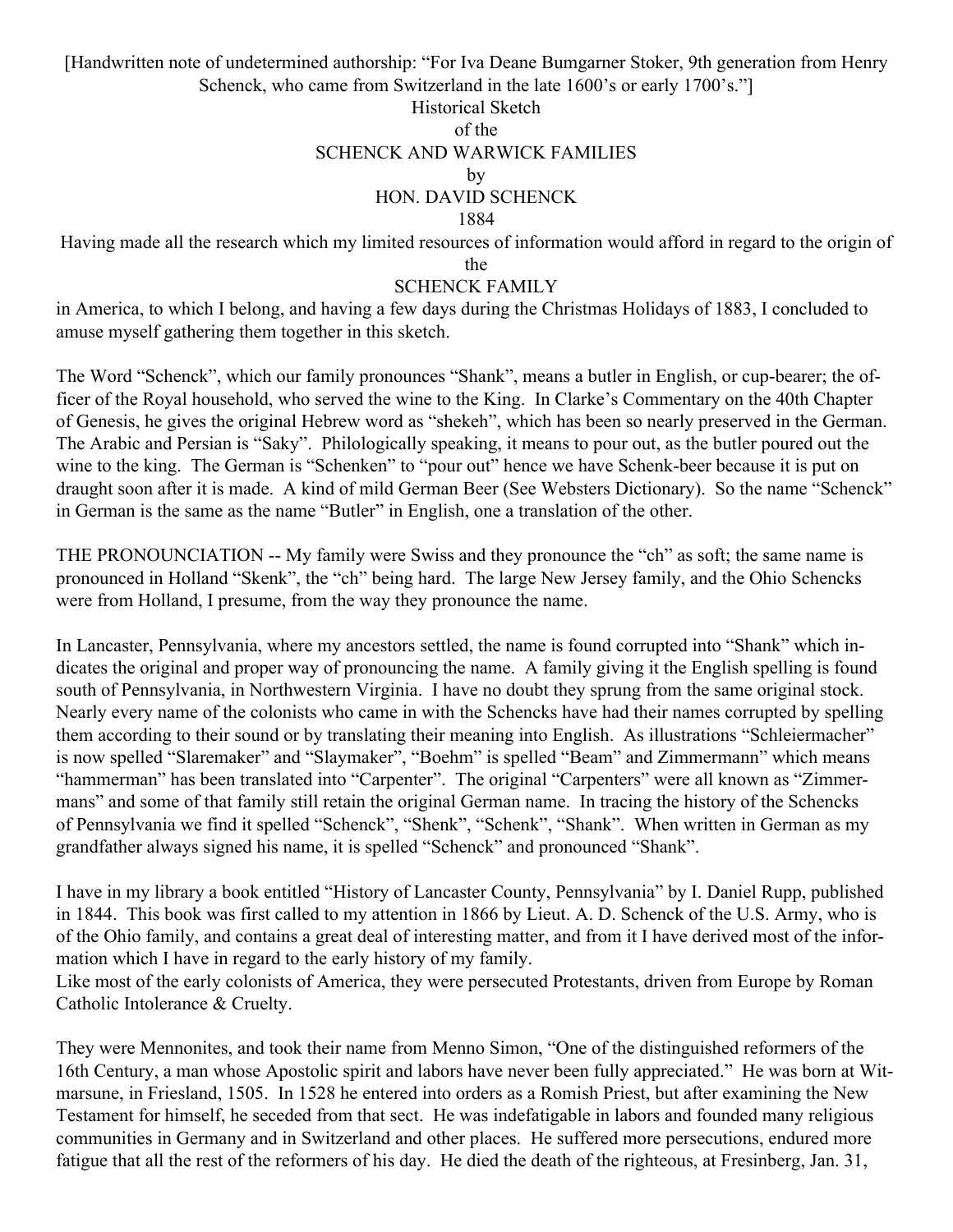[Handwritten note of undetermined authorship: "For Iva Deane Bumgarner Stoker, 9th generation from Henry Schenck, who came from Switzerland in the late 1600's or early 1700's."]

# Historical Sketch of the SCHENCK AND WARWICK FAMILIES

by

HON. DAVID SCHENCK

1884

Having made all the research which my limited resources of information would afford in regard to the origin of the

SCHENCK FAMILY

in America, to which I belong, and having a few days during the Christmas Holidays of 1883, I concluded to amuse myself gathering them together in this sketch.

The Word "Schenck", which our family pronounces "Shank", means a butler in English, or cup-bearer; the officer of the Royal household, who served the wine to the King. In Clarke's Commentary on the 40th Chapter of Genesis, he gives the original Hebrew word as "shekeh", which has been so nearly preserved in the German. The Arabic and Persian is "Saky". Philologically speaking, it means to pour out, as the butler poured out the wine to the king. The German is "Schenken" to "pour out" hence we have Schenk-beer because it is put on draught soon after it is made. A kind of mild German Beer (See Websters Dictionary). So the name "Schenck" in German is the same as the name "Butler" in English, one a translation of the other.

THE PRONOUNCIATION -- My family were Swiss and they pronounce the "ch" as soft; the same name is pronounced in Holland "Skenk", the "ch" being hard. The large New Jersey family, and the Ohio Schencks were from Holland, I presume, from the way they pronounce the name.

In Lancaster, Pennsylvania, where my ancestors settled, the name is found corrupted into "Shank" which indicates the original and proper way of pronouncing the name. A family giving it the English spelling is found south of Pennsylvania, in Northwestern Virginia. I have no doubt they sprung from the same original stock. Nearly every name of the colonists who came in with the Schencks have had their names corrupted by spelling them according to their sound or by translating their meaning into English. As illustrations "Schleiermacher" is now spelled "Slaremaker" and "Slaymaker", "Boehm" is spelled "Beam" and Zimmermann" which means "hammerman" has been translated into "Carpenter". The original "Carpenters" were all known as "Zimmermans" and some of that family still retain the original German name. In tracing the history of the Schencks of Pennsylvania we find it spelled "Schenck", "Shenk", "Schenk", "Shank". When written in German as my grandfather always signed his name, it is spelled "Schenck" and pronounced "Shank".

I have in my library a book entitled "History of Lancaster County, Pennsylvania" by I. Daniel Rupp, published in 1844. This book was first called to my attention in 1866 by Lieut. A. D. Schenck of the U.S. Army, who is of the Ohio family, and contains a great deal of interesting matter, and from it I have derived most of the information which I have in regard to the early history of my family.

Like most of the early colonists of America, they were persecuted Protestants, driven from Europe by Roman Catholic Intolerance & Cruelty.

They were Mennonites, and took their name from Menno Simon, "One of the distinguished reformers of the 16th Century, a man whose Apostolic spirit and labors have never been fully appreciated." He was born at Witmarsune, in Friesland, 1505. In 1528 he entered into orders as a Romish Priest, but after examining the New Testament for himself, he seceded from that sect. He was indefatigable in labors and founded many religious communities in Germany and in Switzerland and other places. He suffered more persecutions, endured more fatigue that all the rest of the reformers of his day. He died the death of the righteous, at Fresinberg, Jan. 31,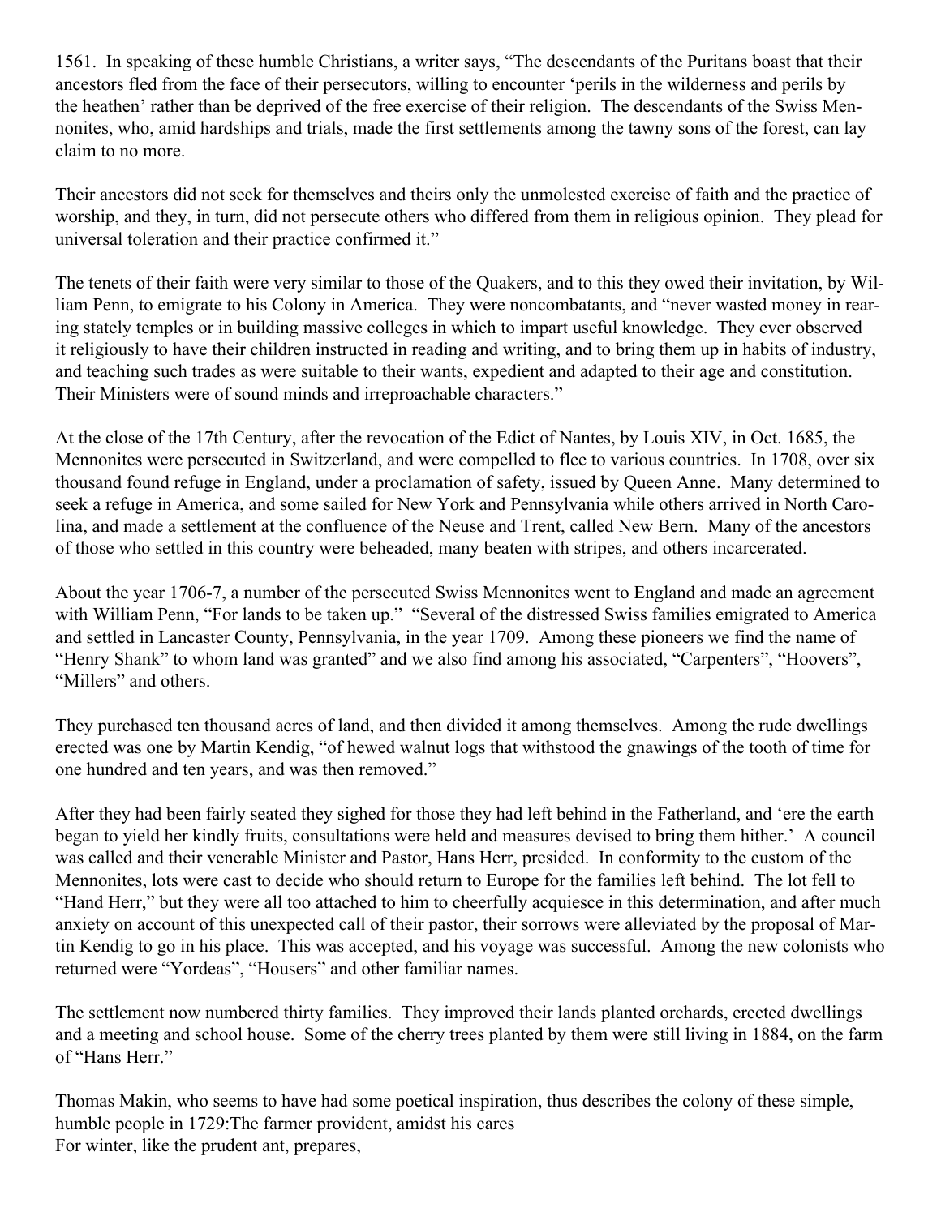1561. In speaking of these humble Christians, a writer says, "The descendants of the Puritans boast that their ancestors fled from the face of their persecutors, willing to encounter 'perils in the wilderness and perils by the heathen' rather than be deprived of the free exercise of their religion. The descendants of the Swiss Mennonites, who, amid hardships and trials, made the first settlements among the tawny sons of the forest, can lay claim to no more.

Their ancestors did not seek for themselves and theirs only the unmolested exercise of faith and the practice of worship, and they, in turn, did not persecute others who differed from them in religious opinion. They plead for universal toleration and their practice confirmed it."

The tenets of their faith were very similar to those of the Quakers, and to this they owed their invitation, by William Penn, to emigrate to his Colony in America. They were noncombatants, and "never wasted money in rearing stately temples or in building massive colleges in which to impart useful knowledge. They ever observed it religiously to have their children instructed in reading and writing, and to bring them up in habits of industry, and teaching such trades as were suitable to their wants, expedient and adapted to their age and constitution. Their Ministers were of sound minds and irreproachable characters."

At the close of the 17th Century, after the revocation of the Edict of Nantes, by Louis XIV, in Oct. 1685, the Mennonites were persecuted in Switzerland, and were compelled to flee to various countries. In 1708, over six thousand found refuge in England, under a proclamation of safety, issued by Queen Anne. Many determined to seek a refuge in America, and some sailed for New York and Pennsylvania while others arrived in North Carolina, and made a settlement at the confluence of the Neuse and Trent, called New Bern. Many of the ancestors of those who settled in this country were beheaded, many beaten with stripes, and others incarcerated.

About the year 1706-7, a number of the persecuted Swiss Mennonites went to England and made an agreement with William Penn, "For lands to be taken up." "Several of the distressed Swiss families emigrated to America and settled in Lancaster County, Pennsylvania, in the year 1709. Among these pioneers we find the name of "Henry Shank" to whom land was granted" and we also find among his associated, "Carpenters", "Hoovers", "Millers" and others.

They purchased ten thousand acres of land, and then divided it among themselves. Among the rude dwellings erected was one by Martin Kendig, "of hewed walnut logs that withstood the gnawings of the tooth of time for one hundred and ten years, and was then removed."

After they had been fairly seated they sighed for those they had left behind in the Fatherland, and 'ere the earth began to yield her kindly fruits, consultations were held and measures devised to bring them hither.' A council was called and their venerable Minister and Pastor, Hans Herr, presided. In conformity to the custom of the Mennonites, lots were cast to decide who should return to Europe for the families left behind. The lot fell to "Hand Herr," but they were all too attached to him to cheerfully acquiesce in this determination, and after much anxiety on account of this unexpected call of their pastor, their sorrows were alleviated by the proposal of Martin Kendig to go in his place. This was accepted, and his voyage was successful. Among the new colonists who returned were "Yordeas", "Housers" and other familiar names.

The settlement now numbered thirty families. They improved their lands planted orchards, erected dwellings and a meeting and school house. Some of the cherry trees planted by them were still living in 1884, on the farm of "Hans Herr."

Thomas Makin, who seems to have had some poetical inspiration, thus describes the colony of these simple, humble people in 1729:The farmer provident, amidst his cares
For winter, like the prudent ant, prepares,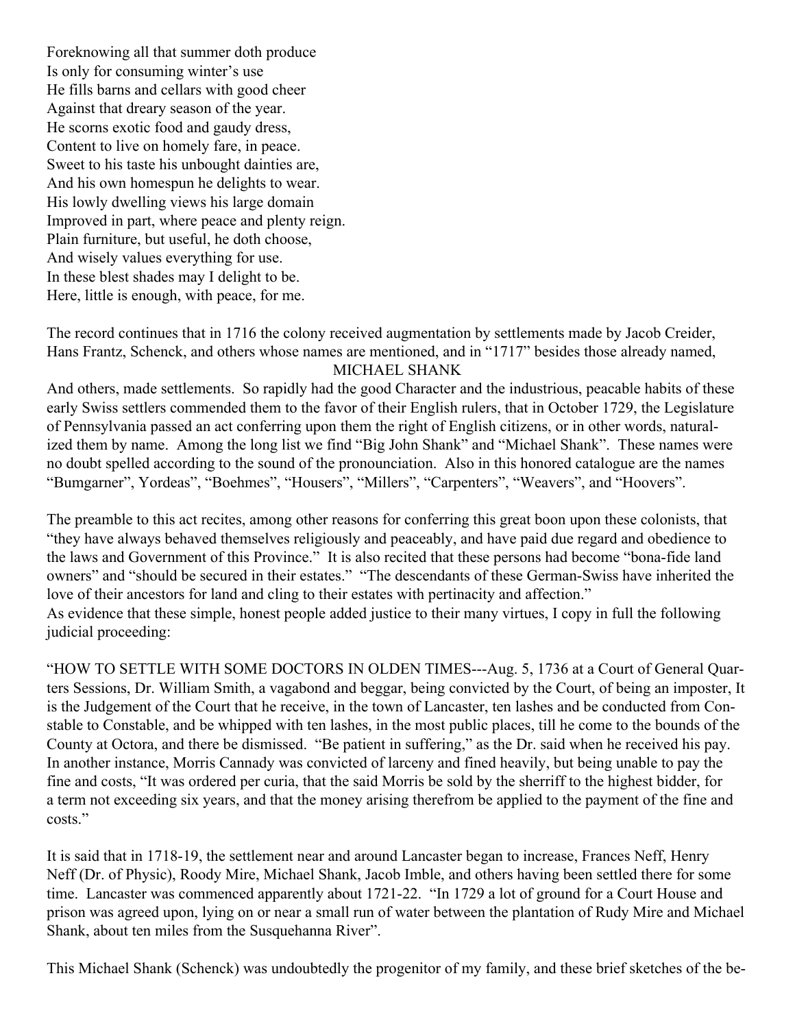Foreknowing all that summer doth produce
Is only for consuming winter's use
He fills barns and cellars with good cheer
Against that dreary season of the year.
He scorns exotic food and gaudy dress,
Content to live on homely fare, in peace.
Sweet to his taste his unbought dainties are,
And his own homespun he delights to wear.
His lowly dwelling views his large domain
Improved in part, where peace and plenty reign.
Plain furniture, but useful, he doth choose,
And wisely values everything for use.
In these blest shades may I delight to be.
Here, little is enough, with peace, for me.

The record continues that in 1716 the colony received augmentation by settlements made by Jacob Creider, Hans Frantz, Schenck, and others whose names are mentioned, and in "1717" besides those already named,

MICHAEL SHANK

And others, made settlements. So rapidly had the good Character and the industrious, peacable habits of these early Swiss settlers commended them to the favor of their English rulers, that in October 1729, the Legislature of Pennsylvania passed an act conferring upon them the right of English citizens, or in other words, naturalized them by name. Among the long list we find "Big John Shank" and "Michael Shank". These names were no doubt spelled according to the sound of the pronounciation. Also in this honored catalogue are the names "Bumgarner", Yordeas", "Boehmes", "Housers", "Millers", "Carpenters", "Weavers", and "Hoovers".

The preamble to this act recites, among other reasons for conferring this great boon upon these colonists, that "they have always behaved themselves religiously and peaceably, and have paid due regard and obedience to the laws and Government of this Province." It is also recited that these persons had become "bona-fide land owners" and "should be secured in their estates." "The descendants of these German-Swiss have inherited the love of their ancestors for land and cling to their estates with pertinacity and affection."
As evidence that these simple, honest people added justice to their many virtues, I copy in full the following judicial proceeding:

"HOW TO SETTLE WITH SOME DOCTORS IN OLDEN TIMES---Aug. 5, 1736 at a Court of General Quarters Sessions, Dr. William Smith, a vagabond and beggar, being convicted by the Court, of being an imposter, It is the Judgement of the Court that he receive, in the town of Lancaster, ten lashes and be conducted from Constable to Constable, and be whipped with ten lashes, in the most public places, till he come to the bounds of the County at Octora, and there be dismissed. "Be patient in suffering," as the Dr. said when he received his pay. In another instance, Morris Cannady was convicted of larceny and fined heavily, but being unable to pay the fine and costs, "It was ordered per curia, that the said Morris be sold by the sherriff to the highest bidder, for a term not exceeding six years, and that the money arising therefrom be applied to the payment of the fine and costs."

It is said that in 1718-19, the settlement near and around Lancaster began to increase, Frances Neff, Henry Neff (Dr. of Physic), Roody Mire, Michael Shank, Jacob Imble, and others having been settled there for some time. Lancaster was commenced apparently about 1721-22. "In 1729 a lot of ground for a Court House and prison was agreed upon, lying on or near a small run of water between the plantation of Rudy Mire and Michael Shank, about ten miles from the Susquehanna River".

This Michael Shank (Schenck) was undoubtedly the progenitor of my family, and these brief sketches of the be-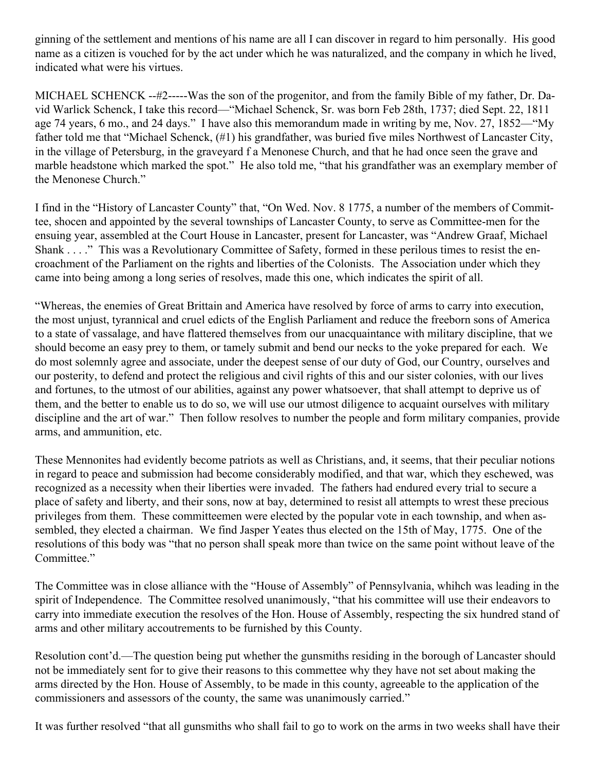ginning of the settlement and mentions of his name are all I can discover in regard to him personally. His good name as a citizen is vouched for by the act under which he was naturalized, and the company in which he lived, indicated what were his virtues.

MICHAEL SCHENCK --#2-----Was the son of the progenitor, and from the family Bible of my father, Dr. David Warlick Schenck, I take this record—"Michael Schenck, Sr. was born Feb 28th, 1737; died Sept. 22, 1811 age 74 years, 6 mo., and 24 days." I have also this memorandum made in writing by me, Nov. 27, 1852—"My father told me that "Michael Schenck, (#1) his grandfather, was buried five miles Northwest of Lancaster City, in the village of Petersburg, in the graveyard f a Menonese Church, and that he had once seen the grave and marble headstone which marked the spot." He also told me, "that his grandfather was an exemplary member of the Menonese Church."

I find in the "History of Lancaster County" that, "On Wed. Nov. 8 1775, a number of the members of Committee, shocen and appointed by the several townships of Lancaster County, to serve as Committee-men for the ensuing year, assembled at the Court House in Lancaster, present for Lancaster, was "Andrew Graaf, Michael Shank . . . ." This was a Revolutionary Committee of Safety, formed in these perilous times to resist the encroachment of the Parliament on the rights and liberties of the Colonists. The Association under which they came into being among a long series of resolves, made this one, which indicates the spirit of all.

"Whereas, the enemies of Great Brittain and America have resolved by force of arms to carry into execution, the most unjust, tyrannical and cruel edicts of the English Parliament and reduce the freeborn sons of America to a state of vassalage, and have flattered themselves from our unacquaintance with military discipline, that we should become an easy prey to them, or tamely submit and bend our necks to the yoke prepared for each. We do most solemnly agree and associate, under the deepest sense of our duty of God, our Country, ourselves and our posterity, to defend and protect the religious and civil rights of this and our sister colonies, with our lives and fortunes, to the utmost of our abilities, against any power whatsoever, that shall attempt to deprive us of them, and the better to enable us to do so, we will use our utmost diligence to acquaint ourselves with military discipline and the art of war." Then follow resolves to number the people and form military companies, provide arms, and ammunition, etc.

These Mennonites had evidently become patriots as well as Christians, and, it seems, that their peculiar notions in regard to peace and submission had become considerably modified, and that war, which they eschewed, was recognized as a necessity when their liberties were invaded. The fathers had endured every trial to secure a place of safety and liberty, and their sons, now at bay, determined to resist all attempts to wrest these precious privileges from them. These committeemen were elected by the popular vote in each township, and when assembled, they elected a chairman. We find Jasper Yeates thus elected on the 15th of May, 1775. One of the resolutions of this body was "that no person shall speak more than twice on the same point without leave of the Committee."

The Committee was in close alliance with the "House of Assembly" of Pennsylvania, whihch was leading in the spirit of Independence. The Committee resolved unanimously, "that his committee will use their endeavors to carry into immediate execution the resolves of the Hon. House of Assembly, respecting the six hundred stand of arms and other military accoutrements to be furnished by this County.

Resolution cont'd.—The question being put whether the gunsmiths residing in the borough of Lancaster should not be immediately sent for to give their reasons to this commettee why they have not set about making the arms directed by the Hon. House of Assembly, to be made in this county, agreeable to the application of the commissioners and assessors of the county, the same was unanimously carried."

It was further resolved "that all gunsmiths who shall fail to go to work on the arms in two weeks shall have their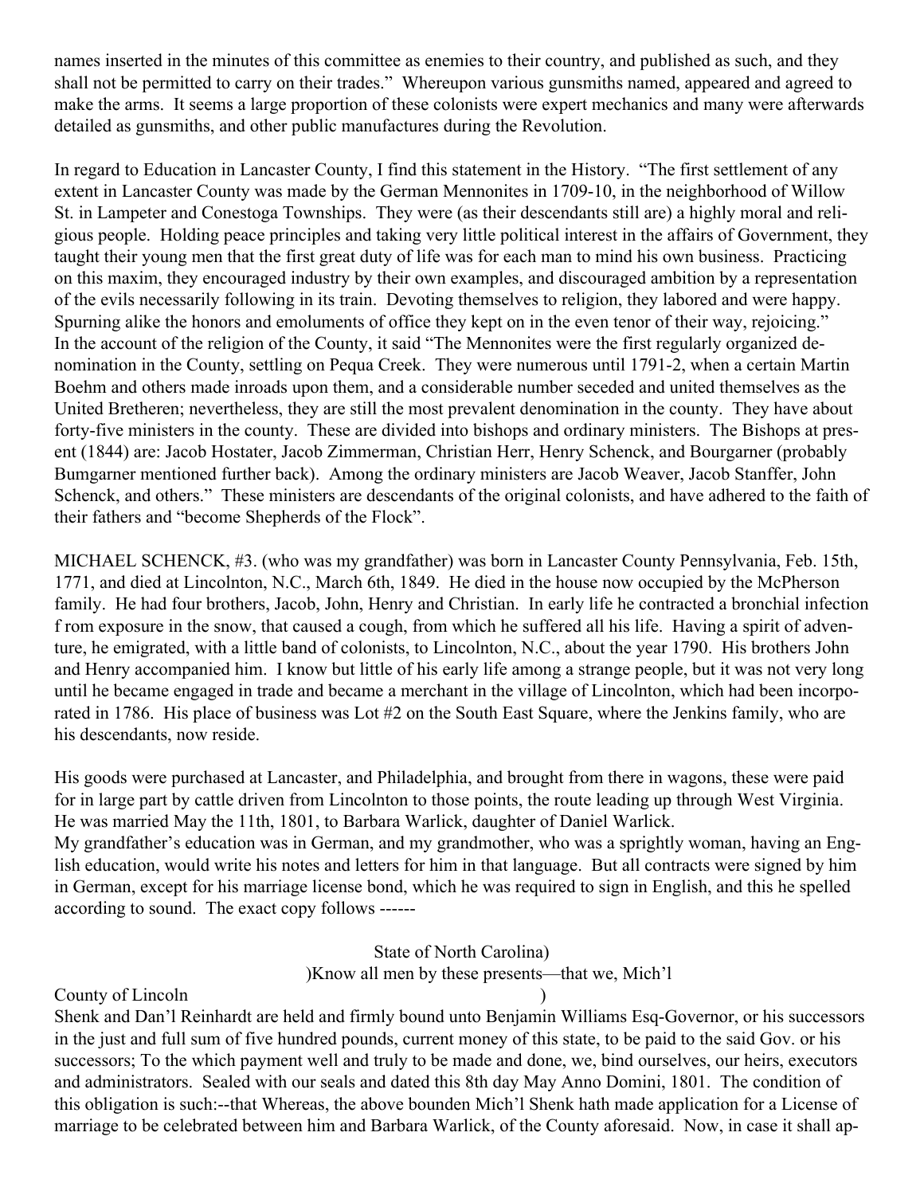names inserted in the minutes of this committee as enemies to their country, and published as such, and they shall not be permitted to carry on their trades." Whereupon various gunsmiths named, appeared and agreed to make the arms. It seems a large proportion of these colonists were expert mechanics and many were afterwards detailed as gunsmiths, and other public manufactures during the Revolution.

In regard to Education in Lancaster County, I find this statement in the History. "The first settlement of any extent in Lancaster County was made by the German Mennonites in 1709-10, in the neighborhood of Willow St. in Lampeter and Conestoga Townships. They were (as their descendants still are) a highly moral and religious people. Holding peace principles and taking very little political interest in the affairs of Government, they taught their young men that the first great duty of life was for each man to mind his own business. Practicing on this maxim, they encouraged industry by their own examples, and discouraged ambition by a representation of the evils necessarily following in its train. Devoting themselves to religion, they labored and were happy. Spurning alike the honors and emoluments of office they kept on in the even tenor of their way, rejoicing."
In the account of the religion of the County, it said "The Mennonites were the first regularly organized denomination in the County, settling on Pequa Creek. They were numerous until 1791-2, when a certain Martin Boehm and others made inroads upon them, and a considerable number seceded and united themselves as the United Bretheren; nevertheless, they are still the most prevalent denomination in the county. They have about forty-five ministers in the county. These are divided into bishops and ordinary ministers. The Bishops at present (1844) are: Jacob Hostater, Jacob Zimmerman, Christian Herr, Henry Schenck, and Bourgarner (probably Bumgarner mentioned further back). Among the ordinary ministers are Jacob Weaver, Jacob Stanffer, John Schenck, and others." These ministers are descendants of the original colonists, and have adhered to the faith of their fathers and "become Shepherds of the Flock".

MICHAEL SCHENCK, #3. (who was my grandfather) was born in Lancaster County Pennsylvania, Feb. 15th, 1771, and died at Lincolnton, N.C., March 6th, 1849. He died in the house now occupied by the McPherson family. He had four brothers, Jacob, John, Henry and Christian. In early life he contracted a bronchial infection f rom exposure in the snow, that caused a cough, from which he suffered all his life. Having a spirit of adventure, he emigrated, with a little band of colonists, to Lincolnton, N.C., about the year 1790. His brothers John and Henry accompanied him. I know but little of his early life among a strange people, but it was not very long until he became engaged in trade and became a merchant in the village of Lincolnton, which had been incorporated in 1786. His place of business was Lot #2 on the South East Square, where the Jenkins family, who are his descendants, now reside.

His goods were purchased at Lancaster, and Philadelphia, and brought from there in wagons, these were paid for in large part by cattle driven from Lincolnton to those points, the route leading up through West Virginia. He was married May the 11th, 1801, to Barbara Warlick, daughter of Daniel Warlick.
My grandfather's education was in German, and my grandmother, who was a sprightly woman, having an English education, would write his notes and letters for him in that language. But all contracts were signed by him in German, except for his marriage license bond, which he was required to sign in English, and this he spelled according to sound. The exact copy follows ------

State of North Carolina)
)Know all men by these presents—that we, Mich'l
County of Lincoln )
Shenk and Dan'l Reinhardt are held and firmly bound unto Benjamin Williams Esq-Governor, or his successors in the just and full sum of five hundred pounds, current money of this state, to be paid to the said Gov. or his successors; To the which payment well and truly to be made and done, we, bind ourselves, our heirs, executors and administrators. Sealed with our seals and dated this 8th day May Anno Domini, 1801. The condition of this obligation is such:--that Whereas, the above bounden Mich'l Shenk hath made application for a License of marriage to be celebrated between him and Barbara Warlick, of the County aforesaid. Now, in case it shall ap-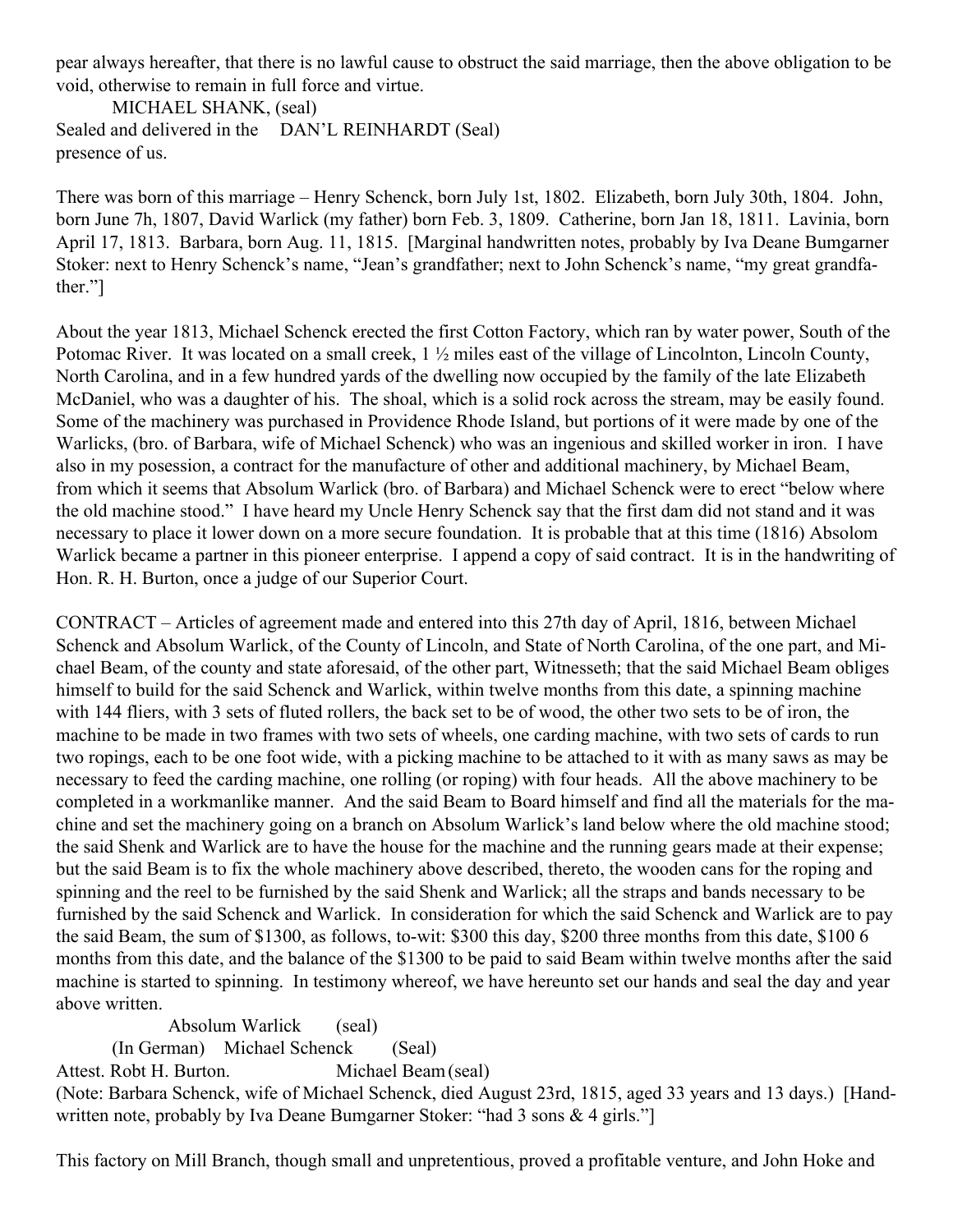pear always hereafter, that there is no lawful cause to obstruct the said marriage, then the above obligation to be void, otherwise to remain in full force and virtue.

MICHAEL SHANK, (seal)
Sealed and delivered in the DAN'L REINHARDT (Seal)
presence of us.

There was born of this marriage – Henry Schenck, born July 1st, 1802. Elizabeth, born July 30th, 1804. John, born June 7h, 1807, David Warlick (my father) born Feb. 3, 1809. Catherine, born Jan 18, 1811. Lavinia, born April 17, 1813. Barbara, born Aug. 11, 1815. [Marginal handwritten notes, probably by Iva Deane Bumgarner Stoker: next to Henry Schenck's name, "Jean's grandfather; next to John Schenck's name, "my great grandfather."]

About the year 1813, Michael Schenck erected the first Cotton Factory, which ran by water power, South of the Potomac River. It was located on a small creek, 1 ½ miles east of the village of Lincolnton, Lincoln County, North Carolina, and in a few hundred yards of the dwelling now occupied by the family of the late Elizabeth McDaniel, who was a daughter of his. The shoal, which is a solid rock across the stream, may be easily found. Some of the machinery was purchased in Providence Rhode Island, but portions of it were made by one of the Warlicks, (bro. of Barbara, wife of Michael Schenck) who was an ingenious and skilled worker in iron. I have also in my posession, a contract for the manufacture of other and additional machinery, by Michael Beam, from which it seems that Absolum Warlick (bro. of Barbara) and Michael Schenck were to erect "below where the old machine stood." I have heard my Uncle Henry Schenck say that the first dam did not stand and it was necessary to place it lower down on a more secure foundation. It is probable that at this time (1816) Absolom Warlick became a partner in this pioneer enterprise. I append a copy of said contract. It is in the handwriting of Hon. R. H. Burton, once a judge of our Superior Court.

CONTRACT – Articles of agreement made and entered into this 27th day of April, 1816, between Michael Schenck and Absolum Warlick, of the County of Lincoln, and State of North Carolina, of the one part, and Michael Beam, of the county and state aforesaid, of the other part, Witnesseth; that the said Michael Beam obliges himself to build for the said Schenck and Warlick, within twelve months from this date, a spinning machine with 144 fliers, with 3 sets of fluted rollers, the back set to be of wood, the other two sets to be of iron, the machine to be made in two frames with two sets of wheels, one carding machine, with two sets of cards to run two ropings, each to be one foot wide, with a picking machine to be attached to it with as many saws as may be necessary to feed the carding machine, one rolling (or roping) with four heads. All the above machinery to be completed in a workmanlike manner. And the said Beam to Board himself and find all the materials for the machine and set the machinery going on a branch on Absolum Warlick's land below where the old machine stood; the said Shenk and Warlick are to have the house for the machine and the running gears made at their expense; but the said Beam is to fix the whole machinery above described, thereto, the wooden cans for the roping and spinning and the reel to be furnished by the said Shenk and Warlick; all the straps and bands necessary to be furnished by the said Schenck and Warlick. In consideration for which the said Schenck and Warlick are to pay the said Beam, the sum of $1300, as follows, to-wit: $300 this day, $200 three months from this date, $100 6 months from this date, and the balance of the $1300 to be paid to said Beam within twelve months after the said machine is started to spinning. In testimony whereof, we have hereunto set our hands and seal the day and year above written.

Absolum Warlick (seal)
(In German) Michael Schenck (Seal)
Attest. Robt H. Burton. Michael Beam (seal)

(Note: Barbara Schenck, wife of Michael Schenck, died August 23rd, 1815, aged 33 years and 13 days.) [Handwritten note, probably by Iva Deane Bumgarner Stoker: "had 3 sons & 4 girls."]

This factory on Mill Branch, though small and unpretentious, proved a profitable venture, and John Hoke and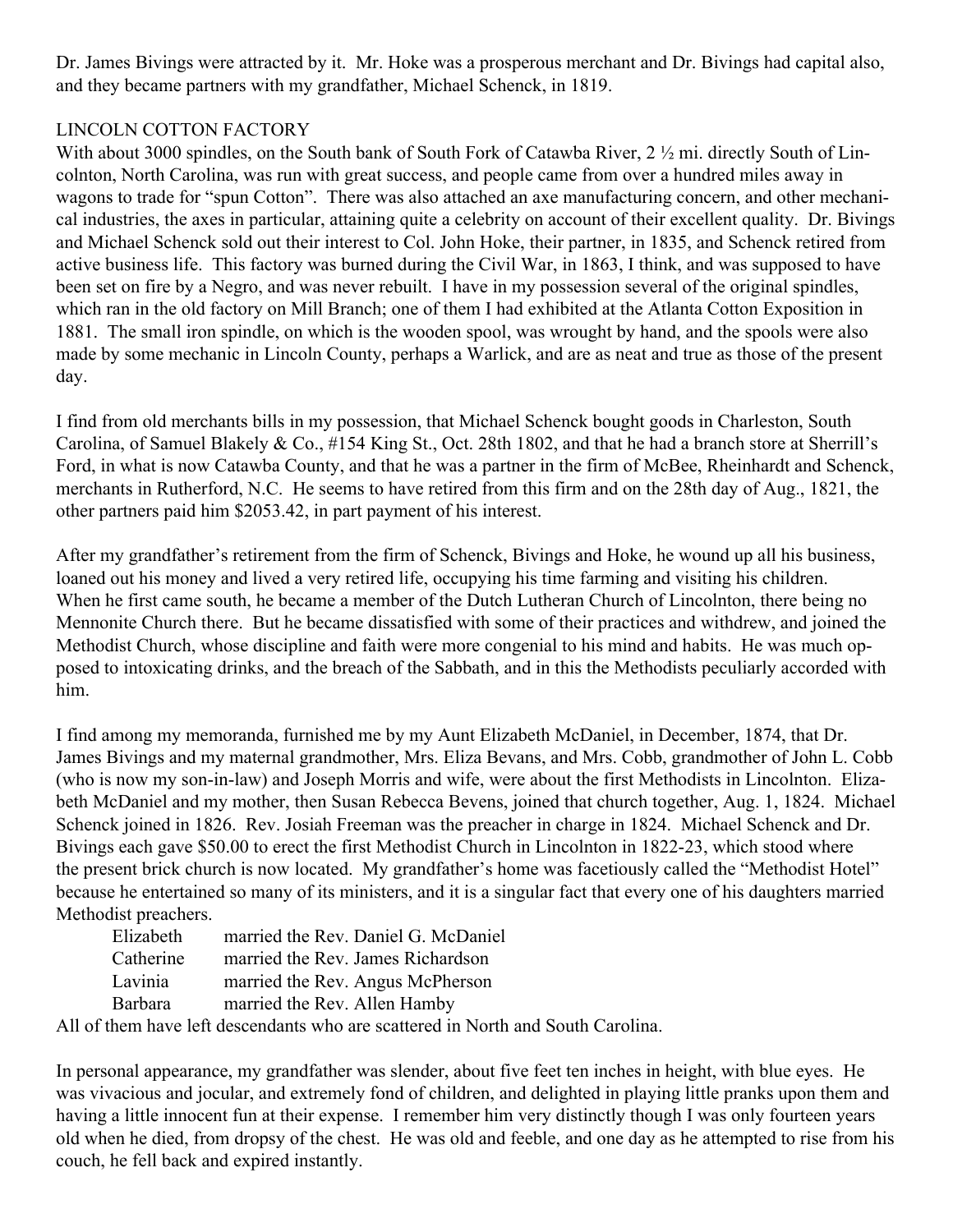Dr. James Bivings were attracted by it. Mr. Hoke was a prosperous merchant and Dr. Bivings had capital also, and they became partners with my grandfather, Michael Schenck, in 1819.

## LINCOLN COTTON FACTORY

With about 3000 spindles, on the South bank of South Fork of Catawba River, 2 ½ mi. directly South of Lincolnton, North Carolina, was run with great success, and people came from over a hundred miles away in wagons to trade for "spun Cotton". There was also attached an axe manufacturing concern, and other mechanical industries, the axes in particular, attaining quite a celebrity on account of their excellent quality. Dr. Bivings and Michael Schenck sold out their interest to Col. John Hoke, their partner, in 1835, and Schenck retired from active business life. This factory was burned during the Civil War, in 1863, I think, and was supposed to have been set on fire by a Negro, and was never rebuilt. I have in my possession several of the original spindles, which ran in the old factory on Mill Branch; one of them I had exhibited at the Atlanta Cotton Exposition in 1881. The small iron spindle, on which is the wooden spool, was wrought by hand, and the spools were also made by some mechanic in Lincoln County, perhaps a Warlick, and are as neat and true as those of the present day.

I find from old merchants bills in my possession, that Michael Schenck bought goods in Charleston, South Carolina, of Samuel Blakely & Co., #154 King St., Oct. 28th 1802, and that he had a branch store at Sherrill's Ford, in what is now Catawba County, and that he was a partner in the firm of McBee, Rheinhardt and Schenck, merchants in Rutherford, N.C. He seems to have retired from this firm and on the 28th day of Aug., 1821, the other partners paid him $2053.42, in part payment of his interest.

After my grandfather's retirement from the firm of Schenck, Bivings and Hoke, he wound up all his business, loaned out his money and lived a very retired life, occupying his time farming and visiting his children. When he first came south, he became a member of the Dutch Lutheran Church of Lincolnton, there being no Mennonite Church there. But he became dissatisfied with some of their practices and withdrew, and joined the Methodist Church, whose discipline and faith were more congenial to his mind and habits. He was much opposed to intoxicating drinks, and the breach of the Sabbath, and in this the Methodists peculiarly accorded with him.

I find among my memoranda, furnished me by my Aunt Elizabeth McDaniel, in December, 1874, that Dr. James Bivings and my maternal grandmother, Mrs. Eliza Bevans, and Mrs. Cobb, grandmother of John L. Cobb (who is now my son-in-law) and Joseph Morris and wife, were about the first Methodists in Lincolnton. Elizabeth McDaniel and my mother, then Susan Rebecca Bevens, joined that church together, Aug. 1, 1824. Michael Schenck joined in 1826. Rev. Josiah Freeman was the preacher in charge in 1824. Michael Schenck and Dr. Bivings each gave $50.00 to erect the first Methodist Church in Lincolnton in 1822-23, which stood where the present brick church is now located. My grandfather's home was facetiously called the "Methodist Hotel" because he entertained so many of its ministers, and it is a singular fact that every one of his daughters married Methodist preachers.

| | |
|---|---|
| Elizabeth | married the Rev. Daniel G. McDaniel |
| Catherine | married the Rev. James Richardson |
| Lavinia | married the Rev. Angus McPherson |
| Barbara | married the Rev. Allen Hamby |

All of them have left descendants who are scattered in North and South Carolina.

In personal appearance, my grandfather was slender, about five feet ten inches in height, with blue eyes. He was vivacious and jocular, and extremely fond of children, and delighted in playing little pranks upon them and having a little innocent fun at their expense. I remember him very distinctly though I was only fourteen years old when he died, from dropsy of the chest. He was old and feeble, and one day as he attempted to rise from his couch, he fell back and expired instantly.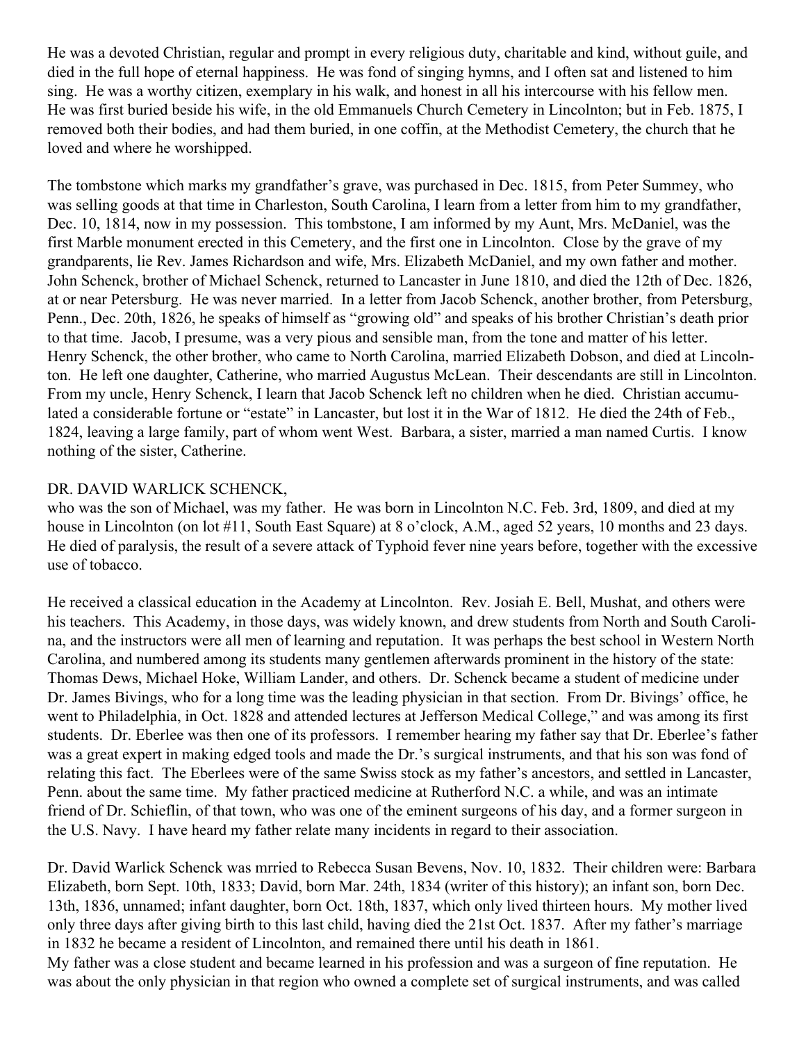He was a devoted Christian, regular and prompt in every religious duty, charitable and kind, without guile, and died in the full hope of eternal happiness. He was fond of singing hymns, and I often sat and listened to him sing. He was a worthy citizen, exemplary in his walk, and honest in all his intercourse with his fellow men. He was first buried beside his wife, in the old Emmanuels Church Cemetery in Lincolnton; but in Feb. 1875, I removed both their bodies, and had them buried, in one coffin, at the Methodist Cemetery, the church that he loved and where he worshipped.

The tombstone which marks my grandfather's grave, was purchased in Dec. 1815, from Peter Summey, who was selling goods at that time in Charleston, South Carolina, I learn from a letter from him to my grandfather, Dec. 10, 1814, now in my possession. This tombstone, I am informed by my Aunt, Mrs. McDaniel, was the first Marble monument erected in this Cemetery, and the first one in Lincolnton. Close by the grave of my grandparents, lie Rev. James Richardson and wife, Mrs. Elizabeth McDaniel, and my own father and mother. John Schenck, brother of Michael Schenck, returned to Lancaster in June 1810, and died the 12th of Dec. 1826, at or near Petersburg. He was never married. In a letter from Jacob Schenck, another brother, from Petersburg, Penn., Dec. 20th, 1826, he speaks of himself as "growing old" and speaks of his brother Christian's death prior to that time. Jacob, I presume, was a very pious and sensible man, from the tone and matter of his letter. Henry Schenck, the other brother, who came to North Carolina, married Elizabeth Dobson, and died at Lincolnton. He left one daughter, Catherine, who married Augustus McLean. Their descendants are still in Lincolnton. From my uncle, Henry Schenck, I learn that Jacob Schenck left no children when he died. Christian accumulated a considerable fortune or "estate" in Lancaster, but lost it in the War of 1812. He died the 24th of Feb., 1824, leaving a large family, part of whom went West. Barbara, a sister, married a man named Curtis. I know nothing of the sister, Catherine.

## DR. DAVID WARLICK SCHENCK,

who was the son of Michael, was my father. He was born in Lincolnton N.C. Feb. 3rd, 1809, and died at my house in Lincolnton (on lot #11, South East Square) at 8 o'clock, A.M., aged 52 years, 10 months and 23 days. He died of paralysis, the result of a severe attack of Typhoid fever nine years before, together with the excessive use of tobacco.

He received a classical education in the Academy at Lincolnton. Rev. Josiah E. Bell, Mushat, and others were his teachers. This Academy, in those days, was widely known, and drew students from North and South Carolina, and the instructors were all men of learning and reputation. It was perhaps the best school in Western North Carolina, and numbered among its students many gentlemen afterwards prominent in the history of the state: Thomas Dews, Michael Hoke, William Lander, and others. Dr. Schenck became a student of medicine under Dr. James Bivings, who for a long time was the leading physician in that section. From Dr. Bivings' office, he went to Philadelphia, in Oct. 1828 and attended lectures at Jefferson Medical College," and was among its first students. Dr. Eberlee was then one of its professors. I remember hearing my father say that Dr. Eberlee's father was a great expert in making edged tools and made the Dr.'s surgical instruments, and that his son was fond of relating this fact. The Eberlees were of the same Swiss stock as my father's ancestors, and settled in Lancaster, Penn. about the same time. My father practiced medicine at Rutherford N.C. a while, and was an intimate friend of Dr. Schieflin, of that town, who was one of the eminent surgeons of his day, and a former surgeon in the U.S. Navy. I have heard my father relate many incidents in regard to their association.

Dr. David Warlick Schenck was mrried to Rebecca Susan Bevens, Nov. 10, 1832. Their children were: Barbara Elizabeth, born Sept. 10th, 1833; David, born Mar. 24th, 1834 (writer of this history); an infant son, born Dec. 13th, 1836, unnamed; infant daughter, born Oct. 18th, 1837, which only lived thirteen hours. My mother lived only three days after giving birth to this last child, having died the 21st Oct. 1837. After my father's marriage in 1832 he became a resident of Lincolnton, and remained there until his death in 1861.

My father was a close student and became learned in his profession and was a surgeon of fine reputation. He was about the only physician in that region who owned a complete set of surgical instruments, and was called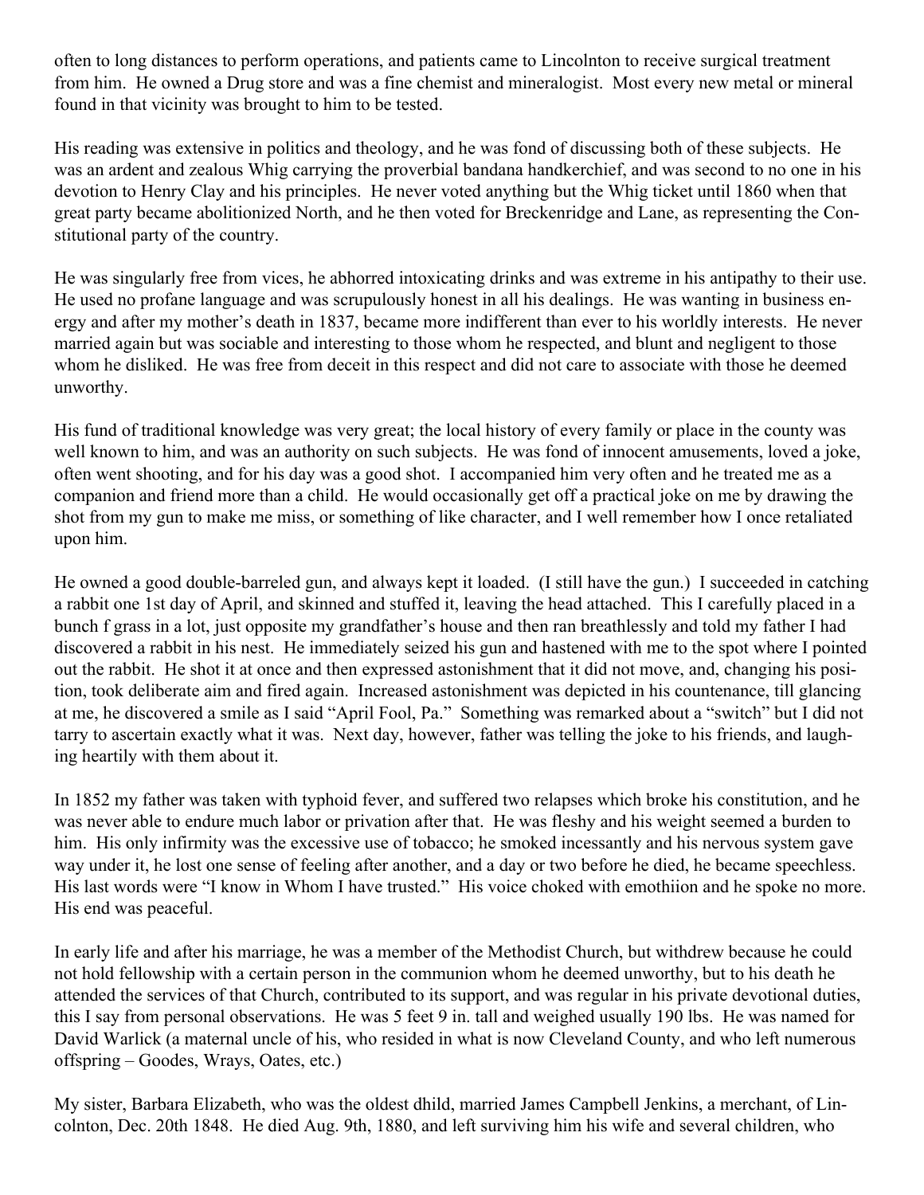often to long distances to perform operations, and patients came to Lincolnton to receive surgical treatment from him. He owned a Drug store and was a fine chemist and mineralogist. Most every new metal or mineral found in that vicinity was brought to him to be tested.

His reading was extensive in politics and theology, and he was fond of discussing both of these subjects. He was an ardent and zealous Whig carrying the proverbial bandana handkerchief, and was second to no one in his devotion to Henry Clay and his principles. He never voted anything but the Whig ticket until 1860 when that great party became abolitionized North, and he then voted for Breckenridge and Lane, as representing the Constitutional party of the country.

He was singularly free from vices, he abhorred intoxicating drinks and was extreme in his antipathy to their use. He used no profane language and was scrupulously honest in all his dealings. He was wanting in business energy and after my mother's death in 1837, became more indifferent than ever to his worldly interests. He never married again but was sociable and interesting to those whom he respected, and blunt and negligent to those whom he disliked. He was free from deceit in this respect and did not care to associate with those he deemed unworthy.

His fund of traditional knowledge was very great; the local history of every family or place in the county was well known to him, and was an authority on such subjects. He was fond of innocent amusements, loved a joke, often went shooting, and for his day was a good shot. I accompanied him very often and he treated me as a companion and friend more than a child. He would occasionally get off a practical joke on me by drawing the shot from my gun to make me miss, or something of like character, and I well remember how I once retaliated upon him.

He owned a good double-barreled gun, and always kept it loaded. (I still have the gun.) I succeeded in catching a rabbit one 1st day of April, and skinned and stuffed it, leaving the head attached. This I carefully placed in a bunch f grass in a lot, just opposite my grandfather's house and then ran breathlessly and told my father I had discovered a rabbit in his nest. He immediately seized his gun and hastened with me to the spot where I pointed out the rabbit. He shot it at once and then expressed astonishment that it did not move, and, changing his position, took deliberate aim and fired again. Increased astonishment was depicted in his countenance, till glancing at me, he discovered a smile as I said "April Fool, Pa." Something was remarked about a "switch" but I did not tarry to ascertain exactly what it was. Next day, however, father was telling the joke to his friends, and laughing heartily with them about it.

In 1852 my father was taken with typhoid fever, and suffered two relapses which broke his constitution, and he was never able to endure much labor or privation after that. He was fleshy and his weight seemed a burden to him. His only infirmity was the excessive use of tobacco; he smoked incessantly and his nervous system gave way under it, he lost one sense of feeling after another, and a day or two before he died, he became speechless. His last words were "I know in Whom I have trusted." His voice choked with emothiion and he spoke no more. His end was peaceful.

In early life and after his marriage, he was a member of the Methodist Church, but withdrew because he could not hold fellowship with a certain person in the communion whom he deemed unworthy, but to his death he attended the services of that Church, contributed to its support, and was regular in his private devotional duties, this I say from personal observations. He was 5 feet 9 in. tall and weighed usually 190 lbs. He was named for David Warlick (a maternal uncle of his, who resided in what is now Cleveland County, and who left numerous offspring – Goodes, Wrays, Oates, etc.)

My sister, Barbara Elizabeth, who was the oldest dhild, married James Campbell Jenkins, a merchant, of Lincolnton, Dec. 20th 1848. He died Aug. 9th, 1880, and left surviving him his wife and several children, who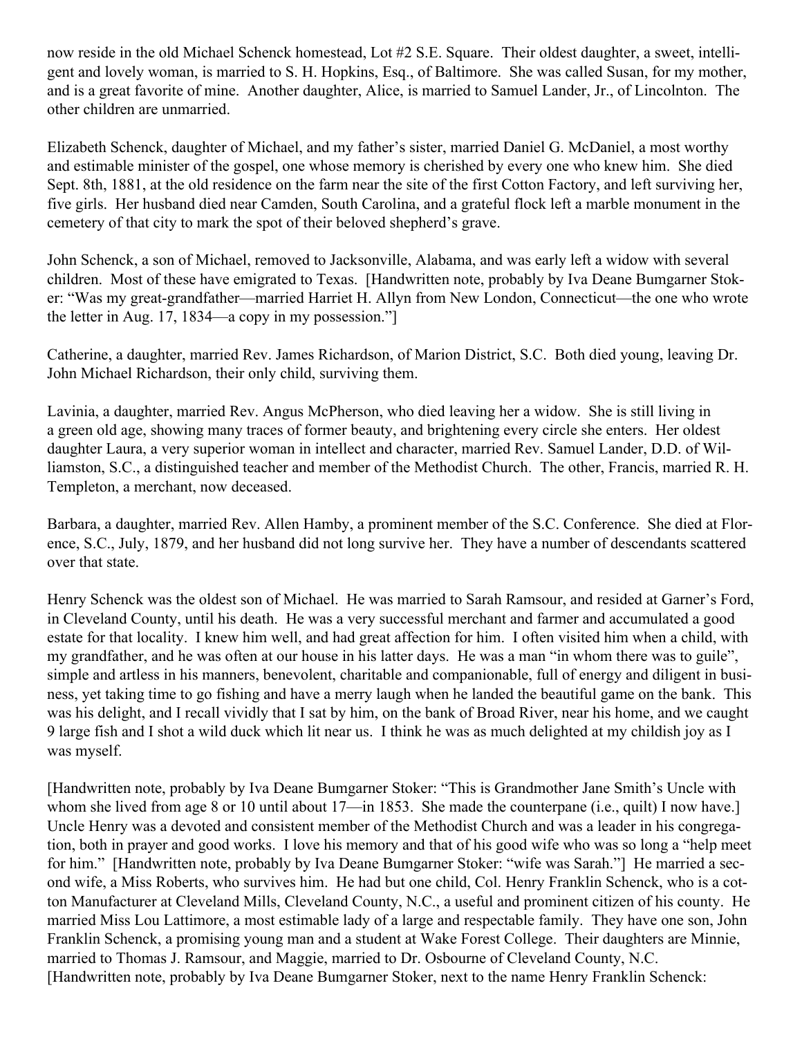now reside in the old Michael Schenck homestead, Lot #2 S.E. Square. Their oldest daughter, a sweet, intelligent and lovely woman, is married to S. H. Hopkins, Esq., of Baltimore. She was called Susan, for my mother, and is a great favorite of mine. Another daughter, Alice, is married to Samuel Lander, Jr., of Lincolnton. The other children are unmarried.

Elizabeth Schenck, daughter of Michael, and my father's sister, married Daniel G. McDaniel, a most worthy and estimable minister of the gospel, one whose memory is cherished by every one who knew him. She died Sept. 8th, 1881, at the old residence on the farm near the site of the first Cotton Factory, and left surviving her, five girls. Her husband died near Camden, South Carolina, and a grateful flock left a marble monument in the cemetery of that city to mark the spot of their beloved shepherd's grave.

John Schenck, a son of Michael, removed to Jacksonville, Alabama, and was early left a widow with several children. Most of these have emigrated to Texas. [Handwritten note, probably by Iva Deane Bumgarner Stoker: "Was my great-grandfather—married Harriet H. Allyn from New London, Connecticut—the one who wrote the letter in Aug. 17, 1834—a copy in my possession."]

Catherine, a daughter, married Rev. James Richardson, of Marion District, S.C. Both died young, leaving Dr. John Michael Richardson, their only child, surviving them.

Lavinia, a daughter, married Rev. Angus McPherson, who died leaving her a widow. She is still living in a green old age, showing many traces of former beauty, and brightening every circle she enters. Her oldest daughter Laura, a very superior woman in intellect and character, married Rev. Samuel Lander, D.D. of Williamston, S.C., a distinguished teacher and member of the Methodist Church. The other, Francis, married R. H. Templeton, a merchant, now deceased.

Barbara, a daughter, married Rev. Allen Hamby, a prominent member of the S.C. Conference. She died at Florence, S.C., July, 1879, and her husband did not long survive her. They have a number of descendants scattered over that state.

Henry Schenck was the oldest son of Michael. He was married to Sarah Ramsour, and resided at Garner's Ford, in Cleveland County, until his death. He was a very successful merchant and farmer and accumulated a good estate for that locality. I knew him well, and had great affection for him. I often visited him when a child, with my grandfather, and he was often at our house in his latter days. He was a man "in whom there was to guile", simple and artless in his manners, benevolent, charitable and companionable, full of energy and diligent in business, yet taking time to go fishing and have a merry laugh when he landed the beautiful game on the bank. This was his delight, and I recall vividly that I sat by him, on the bank of Broad River, near his home, and we caught 9 large fish and I shot a wild duck which lit near us. I think he was as much delighted at my childish joy as I was myself.

[Handwritten note, probably by Iva Deane Bumgarner Stoker: "This is Grandmother Jane Smith's Uncle with whom she lived from age 8 or 10 until about 17—in 1853. She made the counterpane (i.e., quilt) I now have.] Uncle Henry was a devoted and consistent member of the Methodist Church and was a leader in his congregation, both in prayer and good works. I love his memory and that of his good wife who was so long a "help meet for him." [Handwritten note, probably by Iva Deane Bumgarner Stoker: "wife was Sarah."] He married a second wife, a Miss Roberts, who survives him. He had but one child, Col. Henry Franklin Schenck, who is a cotton Manufacturer at Cleveland Mills, Cleveland County, N.C., a useful and prominent citizen of his county. He married Miss Lou Lattimore, a most estimable lady of a large and respectable family. They have one son, John Franklin Schenck, a promising young man and a student at Wake Forest College. Their daughters are Minnie, married to Thomas J. Ramsour, and Maggie, married to Dr. Osbourne of Cleveland County, N.C. [Handwritten note, probably by Iva Deane Bumgarner Stoker, next to the name Henry Franklin Schenck: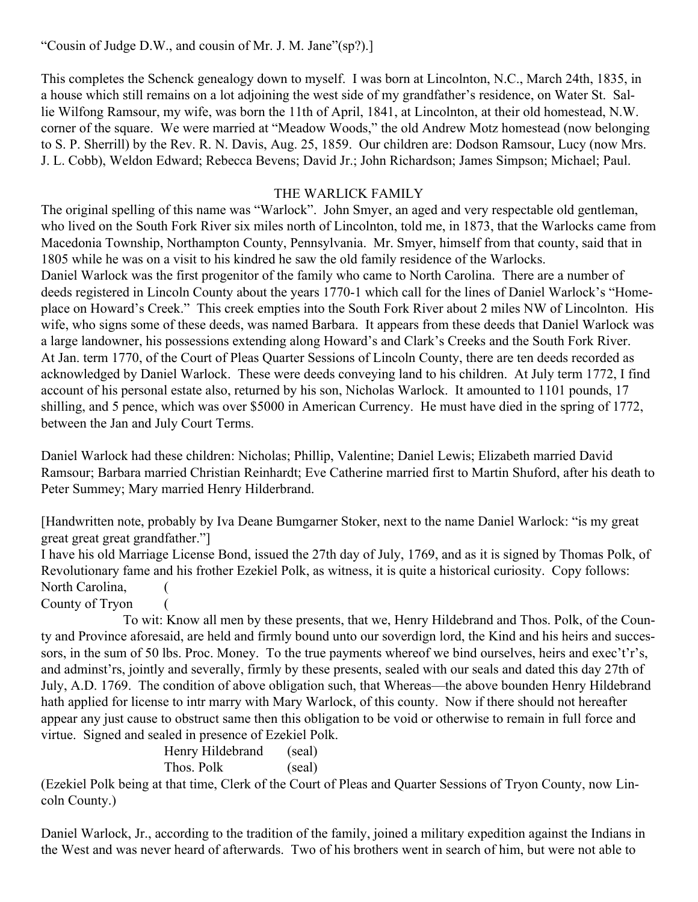"Cousin of Judge D.W., and cousin of Mr. J. M. Jane"(sp?).]

This completes the Schenck genealogy down to myself. I was born at Lincolnton, N.C., March 24th, 1835, in a house which still remains on a lot adjoining the west side of my grandfather's residence, on Water St. Sallie Wilfong Ramsour, my wife, was born the 11th of April, 1841, at Lincolnton, at their old homestead, N.W. corner of the square. We were married at "Meadow Woods," the old Andrew Motz homestead (now belonging to S. P. Sherrill) by the Rev. R. N. Davis, Aug. 25, 1859. Our children are: Dodson Ramsour, Lucy (now Mrs. J. L. Cobb), Weldon Edward; Rebecca Bevens; David Jr.; John Richardson; James Simpson; Michael; Paul.

## THE WARLICK FAMILY

The original spelling of this name was "Warlock". John Smyer, an aged and very respectable old gentleman, who lived on the South Fork River six miles north of Lincolnton, told me, in 1873, that the Warlocks came from Macedonia Township, Northampton County, Pennsylvania. Mr. Smyer, himself from that county, said that in 1805 while he was on a visit to his kindred he saw the old family residence of the Warlocks.

Daniel Warlock was the first progenitor of the family who came to North Carolina. There are a number of deeds registered in Lincoln County about the years 1770-1 which call for the lines of Daniel Warlock's "Homeplace on Howard's Creek." This creek empties into the South Fork River about 2 miles NW of Lincolnton. His wife, who signs some of these deeds, was named Barbara. It appears from these deeds that Daniel Warlock was a large landowner, his possessions extending along Howard's and Clark's Creeks and the South Fork River. At Jan. term 1770, of the Court of Pleas Quarter Sessions of Lincoln County, there are ten deeds recorded as acknowledged by Daniel Warlock. These were deeds conveying land to his children. At July term 1772, I find account of his personal estate also, returned by his son, Nicholas Warlock. It amounted to 1101 pounds, 17 shilling, and 5 pence, which was over $5000 in American Currency. He must have died in the spring of 1772, between the Jan and July Court Terms.

Daniel Warlock had these children: Nicholas; Phillip, Valentine; Daniel Lewis; Elizabeth married David Ramsour; Barbara married Christian Reinhardt; Eve Catherine married first to Martin Shuford, after his death to Peter Summey; Mary married Henry Hilderbrand.

[Handwritten note, probably by Iva Deane Bumgarner Stoker, next to the name Daniel Warlock: "is my great great great great grandfather."]

I have his old Marriage License Bond, issued the 27th day of July, 1769, and as it is signed by Thomas Polk, of Revolutionary fame and his frother Ezekiel Polk, as witness, it is quite a historical curiosity. Copy follows:

North Carolina, (
County of Tryon (

To wit: Know all men by these presents, that we, Henry Hildebrand and Thos. Polk, of the County and Province aforesaid, are held and firmly bound unto our soverdign lord, the Kind and his heirs and successors, in the sum of 50 lbs. Proc. Money. To the true payments whereof we bind ourselves, heirs and exec't'r's, and adminst'rs, jointly and severally, firmly by these presents, sealed with our seals and dated this day 27th of July, A.D. 1769. The condition of above obligation such, that Whereas—the above bounden Henry Hildebrand hath applied for license to intr marry with Mary Warlock, of this county. Now if there should not hereafter appear any just cause to obstruct same then this obligation to be void or otherwise to remain in full force and virtue. Signed and sealed in presence of Ezekiel Polk.

Henry Hildebrand (seal)
Thos. Polk (seal)

(Ezekiel Polk being at that time, Clerk of the Court of Pleas and Quarter Sessions of Tryon County, now Lincoln County.)

Daniel Warlock, Jr., according to the tradition of the family, joined a military expedition against the Indians in the West and was never heard of afterwards. Two of his brothers went in search of him, but were not able to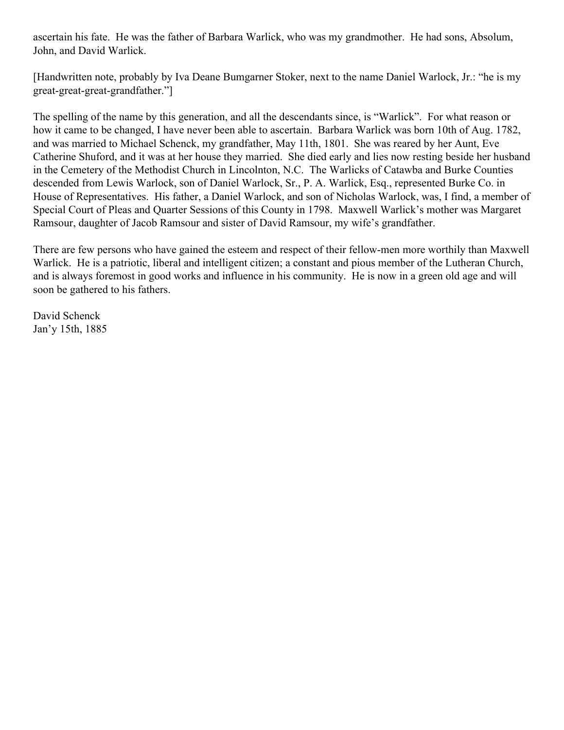ascertain his fate. He was the father of Barbara Warlick, who was my grandmother. He had sons, Absolum, John, and David Warlick.

[Handwritten note, probably by Iva Deane Bumgarner Stoker, next to the name Daniel Warlock, Jr.: "he is my great-great-great-grandfather."]

The spelling of the name by this generation, and all the descendants since, is "Warlick". For what reason or how it came to be changed, I have never been able to ascertain. Barbara Warlick was born 10th of Aug. 1782, and was married to Michael Schenck, my grandfather, May 11th, 1801. She was reared by her Aunt, Eve Catherine Shuford, and it was at her house they married. She died early and lies now resting beside her husband in the Cemetery of the Methodist Church in Lincolnton, N.C. The Warlicks of Catawba and Burke Counties descended from Lewis Warlock, son of Daniel Warlock, Sr., P. A. Warlick, Esq., represented Burke Co. in House of Representatives. His father, a Daniel Warlock, and son of Nicholas Warlock, was, I find, a member of Special Court of Pleas and Quarter Sessions of this County in 1798. Maxwell Warlick's mother was Margaret Ramsour, daughter of Jacob Ramsour and sister of David Ramsour, my wife's grandfather.

There are few persons who have gained the esteem and respect of their fellow-men more worthily than Maxwell Warlick. He is a patriotic, liberal and intelligent citizen; a constant and pious member of the Lutheran Church, and is always foremost in good works and influence in his community. He is now in a green old age and will soon be gathered to his fathers.

David Schenck  
Jan'y 15th, 1885